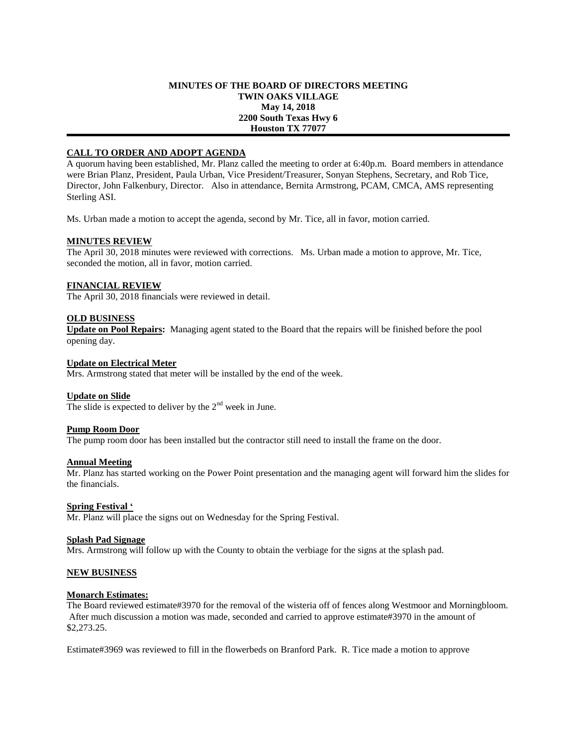**MINUTES OF THE BOARD OF DIRECTORS MEETING**
**TWIN OAKS VILLAGE**
**May 14, 2018**
**2200 South Texas Hwy 6**
**Houston TX 77077**

---

## CALL TO ORDER AND ADOPT AGENDA

A quorum having been established, Mr. Planz called the meeting to order at 6:40p.m. Board members in attendance were Brian Planz, President, Paula Urban, Vice President/Treasurer, Sonyan Stephens, Secretary, and Rob Tice, Director, John Falkenbury, Director. Also in attendance, Bernita Armstrong, PCAM, CMCA, AMS representing Sterling ASI.

Ms. Urban made a motion to accept the agenda, second by Mr. Tice, all in favor, motion carried.

## MINUTES REVIEW

The April 30, 2018 minutes were reviewed with corrections. Ms. Urban made a motion to approve, Mr. Tice, seconded the motion, all in favor, motion carried.

## FINANCIAL REVIEW

The April 30, 2018 financials were reviewed in detail.

## OLD BUSINESS

**Update on Pool Repairs:** Managing agent stated to the Board that the repairs will be finished before the pool opening day.

### Update on Electrical Meter

Mrs. Armstrong stated that meter will be installed by the end of the week.

### Update on Slide

The slide is expected to deliver by the 2nd week in June.

### Pump Room Door

The pump room door has been installed but the contractor still need to install the frame on the door.

### Annual Meeting

Mr. Planz has started working on the Power Point presentation and the managing agent will forward him the slides for the financials.

### Spring Festival '

Mr. Planz will place the signs out on Wednesday for the Spring Festival.

### Splash Pad Signage

Mrs. Armstrong will follow up with the County to obtain the verbiage for the signs at the splash pad.

## NEW BUSINESS

### Monarch Estimates:

The Board reviewed estimate#3970 for the removal of the wisteria off of fences along Westmoor and Morningbloom. After much discussion a motion was made, seconded and carried to approve estimate#3970 in the amount of $2,273.25.

Estimate#3969 was reviewed to fill in the flowerbeds on Branford Park. R. Tice made a motion to approve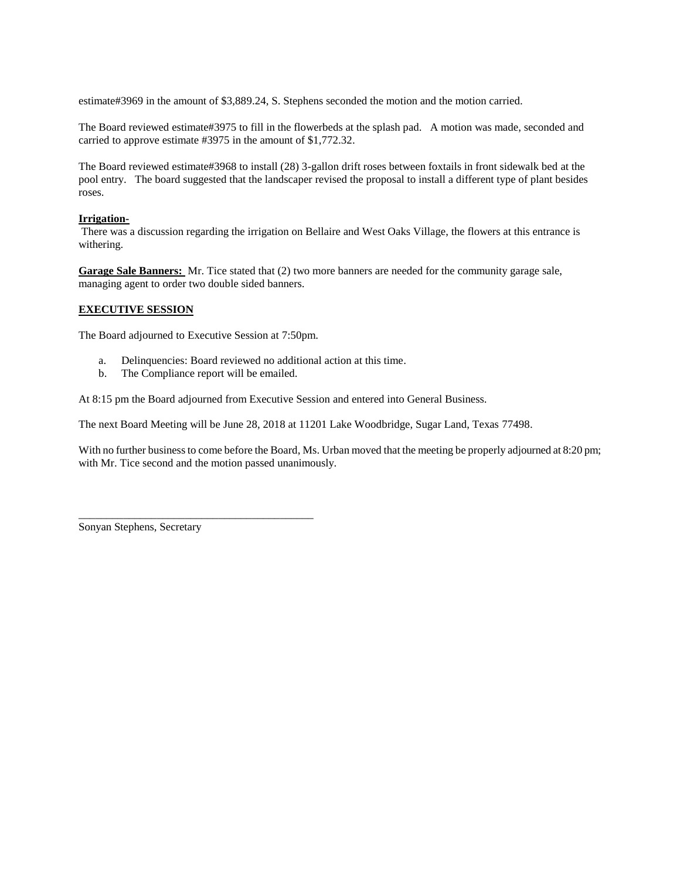estimate#3969 in the amount of $3,889.24, S. Stephens seconded the motion and the motion carried.

The Board reviewed estimate#3975 to fill in the flowerbeds at the splash pad. A motion was made, seconded and carried to approve estimate #3975 in the amount of $1,772.32.

The Board reviewed estimate#3968 to install (28) 3-gallon drift roses between foxtails in front sidewalk bed at the pool entry. The board suggested that the landscaper revised the proposal to install a different type of plant besides roses.

**Irrigation-**

There was a discussion regarding the irrigation on Bellaire and West Oaks Village, the flowers at this entrance is withering.

**Garage Sale Banners:** Mr. Tice stated that (2) two more banners are needed for the community garage sale, managing agent to order two double sided banners.

**EXECUTIVE SESSION**

The Board adjourned to Executive Session at 7:50pm.

a. Delinquencies: Board reviewed no additional action at this time.
b. The Compliance report will be emailed.

At 8:15 pm the Board adjourned from Executive Session and entered into General Business.

The next Board Meeting will be June 28, 2018 at 11201 Lake Woodbridge, Sugar Land, Texas 77498.

With no further business to come before the Board, Ms. Urban moved that the meeting be properly adjourned at 8:20 pm; with Mr. Tice second and the motion passed unanimously.

\_\_\_\_\_\_\_\_\_\_\_\_\_\_\_\_\_\_\_\_\_\_\_\_\_\_\_\_\_\_\_\_\_\_\_\_\_\_\_\_\_\_\_\_

Sonyan Stephens, Secretary